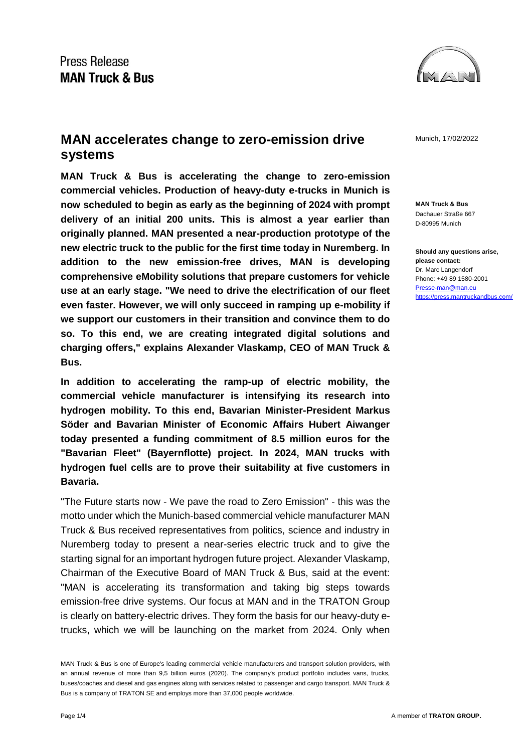Press Release
**MAN Truck & Bus**

# MAN accelerates change to zero-emission drive systems

Munich, 17/02/2022

**MAN Truck & Bus**
Dachauer Straße 667
D-80995 Munich

**Should any questions arise, please contact:**
Dr. Marc Langendorf
Phone: +49 89 1580-2001
Presse-man@man.eu
https://press.mantruckandbus.com/

**MAN Truck & Bus is accelerating the change to zero-emission commercial vehicles. Production of heavy-duty e-trucks in Munich is now scheduled to begin as early as the beginning of 2024 with prompt delivery of an initial 200 units. This is almost a year earlier than originally planned. MAN presented a near-production prototype of the new electric truck to the public for the first time today in Nuremberg. In addition to the new emission-free drives, MAN is developing comprehensive eMobility solutions that prepare customers for vehicle use at an early stage. "We need to drive the electrification of our fleet even faster. However, we will only succeed in ramping up e-mobility if we support our customers in their transition and convince them to do so. To this end, we are creating integrated digital solutions and charging offers," explains Alexander Vlaskamp, CEO of MAN Truck & Bus.**

**In addition to accelerating the ramp-up of electric mobility, the commercial vehicle manufacturer is intensifying its research into hydrogen mobility. To this end, Bavarian Minister-President Markus Söder and Bavarian Minister of Economic Affairs Hubert Aiwanger today presented a funding commitment of 8.5 million euros for the "Bavarian Fleet" (Bayernflotte) project. In 2024, MAN trucks with hydrogen fuel cells are to prove their suitability at five customers in Bavaria.**

"The Future starts now - We pave the road to Zero Emission" - this was the motto under which the Munich-based commercial vehicle manufacturer MAN Truck & Bus received representatives from politics, science and industry in Nuremberg today to present a near-series electric truck and to give the starting signal for an important hydrogen future project. Alexander Vlaskamp, Chairman of the Executive Board of MAN Truck & Bus, said at the event: "MAN is accelerating its transformation and taking big steps towards emission-free drive systems. Our focus at MAN and in the TRATON Group is clearly on battery-electric drives. They form the basis for our heavy-duty e-trucks, which we will be launching on the market from 2024. Only when

MAN Truck & Bus is one of Europe's leading commercial vehicle manufacturers and transport solution providers, with an annual revenue of more than 9,5 billion euros (2020). The company's product portfolio includes vans, trucks, buses/coaches and diesel and gas engines along with services related to passenger and cargo transport. MAN Truck & Bus is a company of TRATON SE and employs more than 37,000 people worldwide.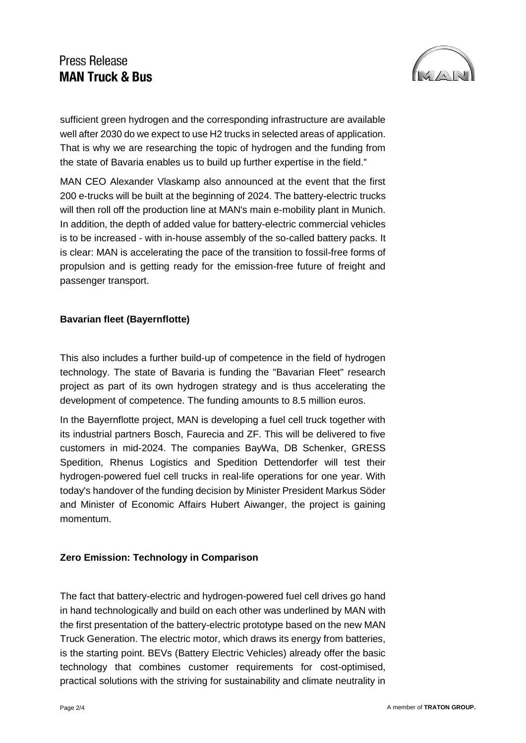sufficient green hydrogen and the corresponding infrastructure are available well after 2030 do we expect to use H2 trucks in selected areas of application. That is why we are researching the topic of hydrogen and the funding from the state of Bavaria enables us to build up further expertise in the field."

MAN CEO Alexander Vlaskamp also announced at the event that the first 200 e-trucks will be built at the beginning of 2024. The battery-electric trucks will then roll off the production line at MAN's main e-mobility plant in Munich. In addition, the depth of added value for battery-electric commercial vehicles is to be increased - with in-house assembly of the so-called battery packs. It is clear: MAN is accelerating the pace of the transition to fossil-free forms of propulsion and is getting ready for the emission-free future of freight and passenger transport.

**Bavarian fleet (Bayernflotte)**

This also includes a further build-up of competence in the field of hydrogen technology. The state of Bavaria is funding the "Bavarian Fleet" research project as part of its own hydrogen strategy and is thus accelerating the development of competence. The funding amounts to 8.5 million euros.

In the Bayernflotte project, MAN is developing a fuel cell truck together with its industrial partners Bosch, Faurecia and ZF. This will be delivered to five customers in mid-2024. The companies BayWa, DB Schenker, GRESS Spedition, Rhenus Logistics and Spedition Dettendorfer will test their hydrogen-powered fuel cell trucks in real-life operations for one year. With today's handover of the funding decision by Minister President Markus Söder and Minister of Economic Affairs Hubert Aiwanger, the project is gaining momentum.

**Zero Emission: Technology in Comparison**

The fact that battery-electric and hydrogen-powered fuel cell drives go hand in hand technologically and build on each other was underlined by MAN with the first presentation of the battery-electric prototype based on the new MAN Truck Generation. The electric motor, which draws its energy from batteries, is the starting point. BEVs (Battery Electric Vehicles) already offer the basic technology that combines customer requirements for cost-optimised, practical solutions with the striving for sustainability and climate neutrality in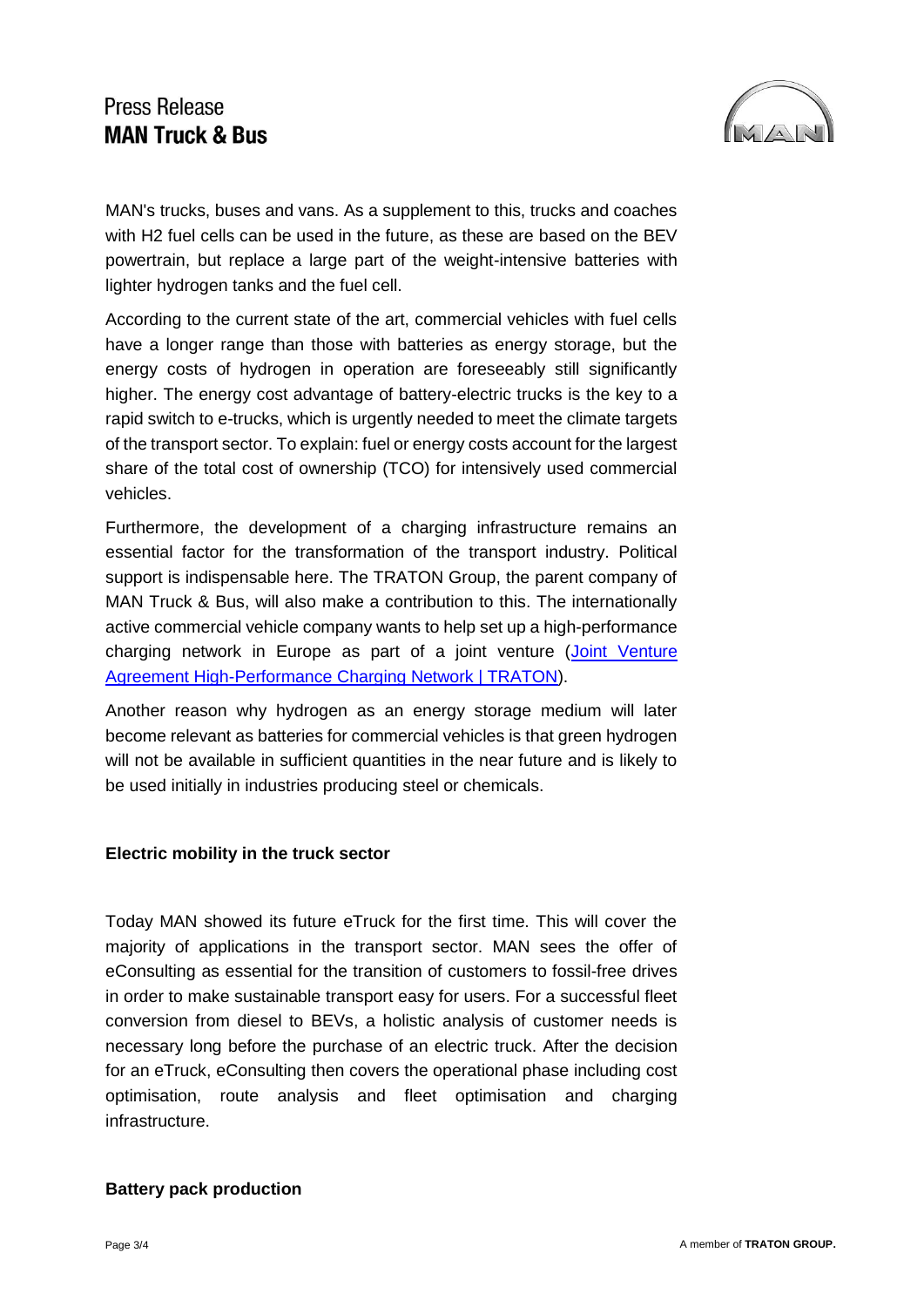MAN's trucks, buses and vans. As a supplement to this, trucks and coaches with H2 fuel cells can be used in the future, as these are based on the BEV powertrain, but replace a large part of the weight-intensive batteries with lighter hydrogen tanks and the fuel cell.

According to the current state of the art, commercial vehicles with fuel cells have a longer range than those with batteries as energy storage, but the energy costs of hydrogen in operation are foreseeably still significantly higher. The energy cost advantage of battery-electric trucks is the key to a rapid switch to e-trucks, which is urgently needed to meet the climate targets of the transport sector. To explain: fuel or energy costs account for the largest share of the total cost of ownership (TCO) for intensively used commercial vehicles.

Furthermore, the development of a charging infrastructure remains an essential factor for the transformation of the transport industry. Political support is indispensable here. The TRATON Group, the parent company of MAN Truck & Bus, will also make a contribution to this. The internationally active commercial vehicle company wants to help set up a high-performance charging network in Europe as part of a joint venture (Joint Venture Agreement High-Performance Charging Network | TRATON).

Another reason why hydrogen as an energy storage medium will later become relevant as batteries for commercial vehicles is that green hydrogen will not be available in sufficient quantities in the near future and is likely to be used initially in industries producing steel or chemicals.

**Electric mobility in the truck sector**

Today MAN showed its future eTruck for the first time. This will cover the majority of applications in the transport sector. MAN sees the offer of eConsulting as essential for the transition of customers to fossil-free drives in order to make sustainable transport easy for users. For a successful fleet conversion from diesel to BEVs, a holistic analysis of customer needs is necessary long before the purchase of an electric truck. After the decision for an eTruck, eConsulting then covers the operational phase including cost optimisation, route analysis and fleet optimisation and charging infrastructure.

**Battery pack production**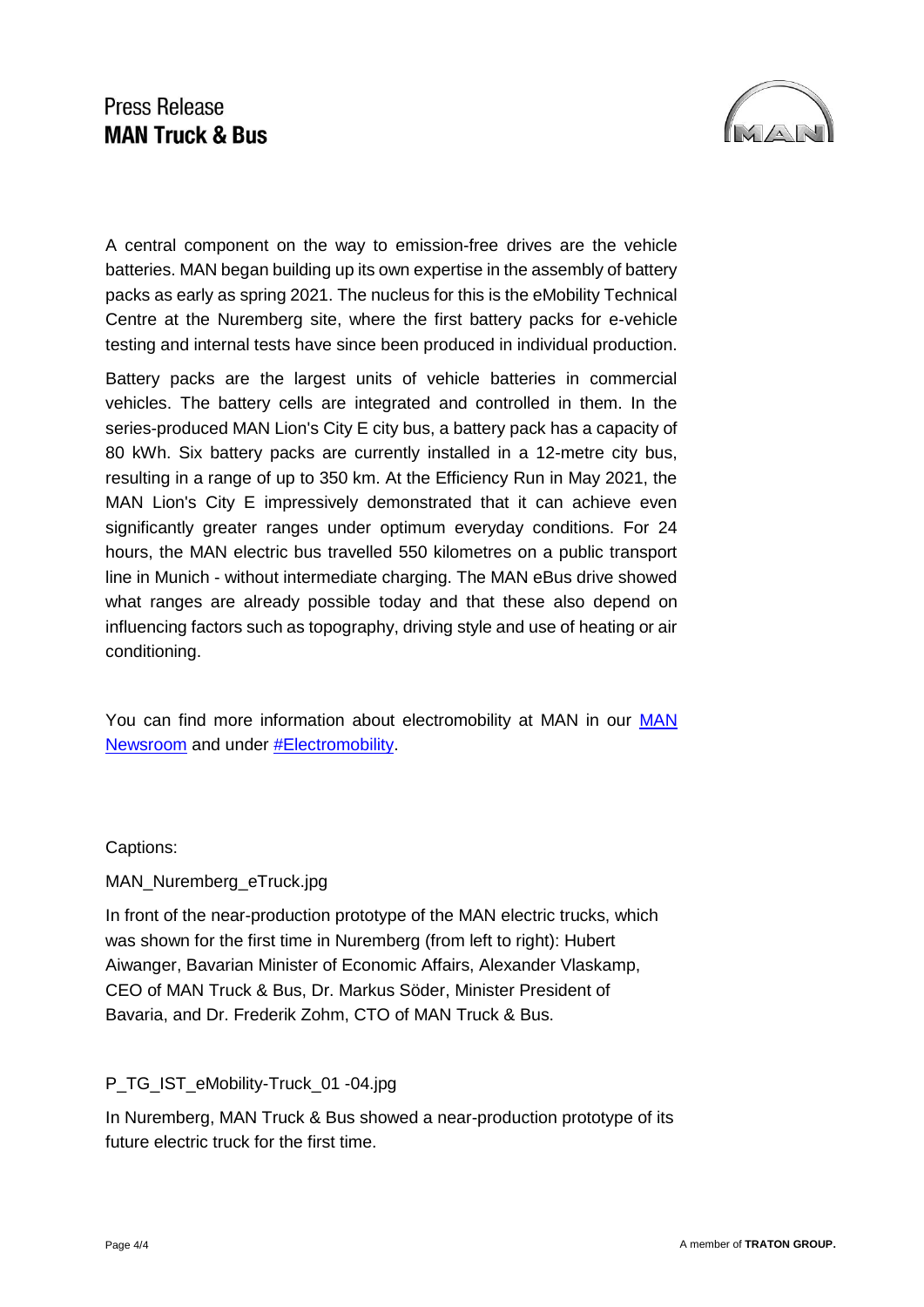A central component on the way to emission-free drives are the vehicle batteries. MAN began building up its own expertise in the assembly of battery packs as early as spring 2021. The nucleus for this is the eMobility Technical Centre at the Nuremberg site, where the first battery packs for e-vehicle testing and internal tests have since been produced in individual production.

Battery packs are the largest units of vehicle batteries in commercial vehicles. The battery cells are integrated and controlled in them. In the series-produced MAN Lion's City E city bus, a battery pack has a capacity of 80 kWh. Six battery packs are currently installed in a 12-metre city bus, resulting in a range of up to 350 km. At the Efficiency Run in May 2021, the MAN Lion's City E impressively demonstrated that it can achieve even significantly greater ranges under optimum everyday conditions. For 24 hours, the MAN electric bus travelled 550 kilometres on a public transport line in Munich - without intermediate charging. The MAN eBus drive showed what ranges are already possible today and that these also depend on influencing factors such as topography, driving style and use of heating or air conditioning.

You can find more information about electromobility at MAN in our MAN Newsroom and under #Electromobility.

Captions:

MAN_Nuremberg_eTruck.jpg

In front of the near-production prototype of the MAN electric trucks, which was shown for the first time in Nuremberg (from left to right): Hubert Aiwanger, Bavarian Minister of Economic Affairs, Alexander Vlaskamp, CEO of MAN Truck & Bus, Dr. Markus Söder, Minister President of Bavaria, and Dr. Frederik Zohm, CTO of MAN Truck & Bus.

P_TG_IST_eMobility-Truck_01 -04.jpg

In Nuremberg, MAN Truck & Bus showed a near-production prototype of its future electric truck for the first time.